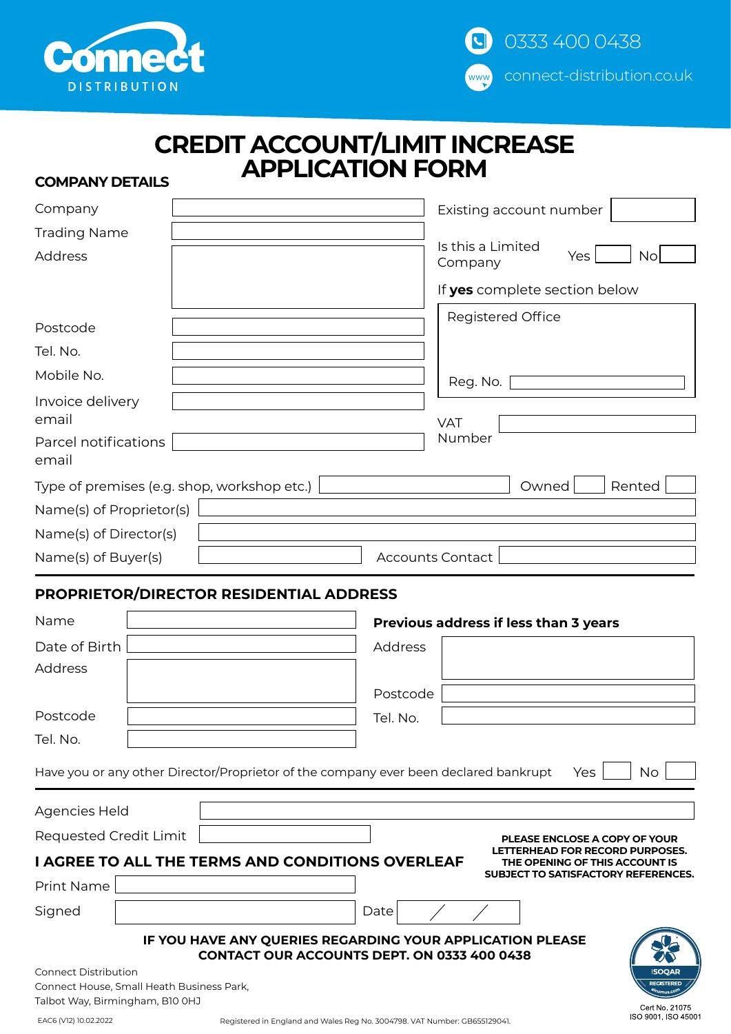Connect DISTRIBUTION

0333 400 0438

connect-distribution.co.uk

# CREDIT ACCOUNT/LIMIT INCREASE APPLICATION FORM

## COMPANY DETAILS

Company

Trading Name

Address

Postcode

Tel. No.

Mobile No.

Invoice delivery email

Parcel notifications email

Existing account number

Is this a Limited Company Yes No

If **yes** complete section below

Registered Office

Reg. No.

VAT Number

Type of premises (e.g. shop, workshop etc.) Owned Rented

Name(s) of Proprietor(s)

Name(s) of Director(s)

Name(s) of Buyer(s) Accounts Contact

## PROPRIETOR/DIRECTOR RESIDENTIAL ADDRESS

Name

Date of Birth

Address

Postcode

Tel. No.

**Previous address if less than 3 years**

Address

Postcode

Tel. No.

Have you or any other Director/Proprietor of the company ever been declared bankrupt Yes No

Agencies Held

Requested Credit Limit

**PLEASE ENCLOSE A COPY OF YOUR LETTERHEAD FOR RECORD PURPOSES. THE OPENING OF THIS ACCOUNT IS SUBJECT TO SATISFACTORY REFERENCES.**

## I AGREE TO ALL THE TERMS AND CONDITIONS OVERLEAF

Print Name

Signed Date / /

**IF YOU HAVE ANY QUERIES REGARDING YOUR APPLICATION PLEASE CONTACT OUR ACCOUNTS DEPT. ON 0333 400 0438**

Connect Distribution
Connect House, Small Heath Business Park,
Talbot Way, Birmingham, B10 0HJ

ISOQAR REGISTERED alcumus.com
Cert No. 21075
ISO 9001, ISO 45001

EAC6 (V12) 10.02.2022

Registered in England and Wales Reg No. 3004798. VAT Number: GB655129041.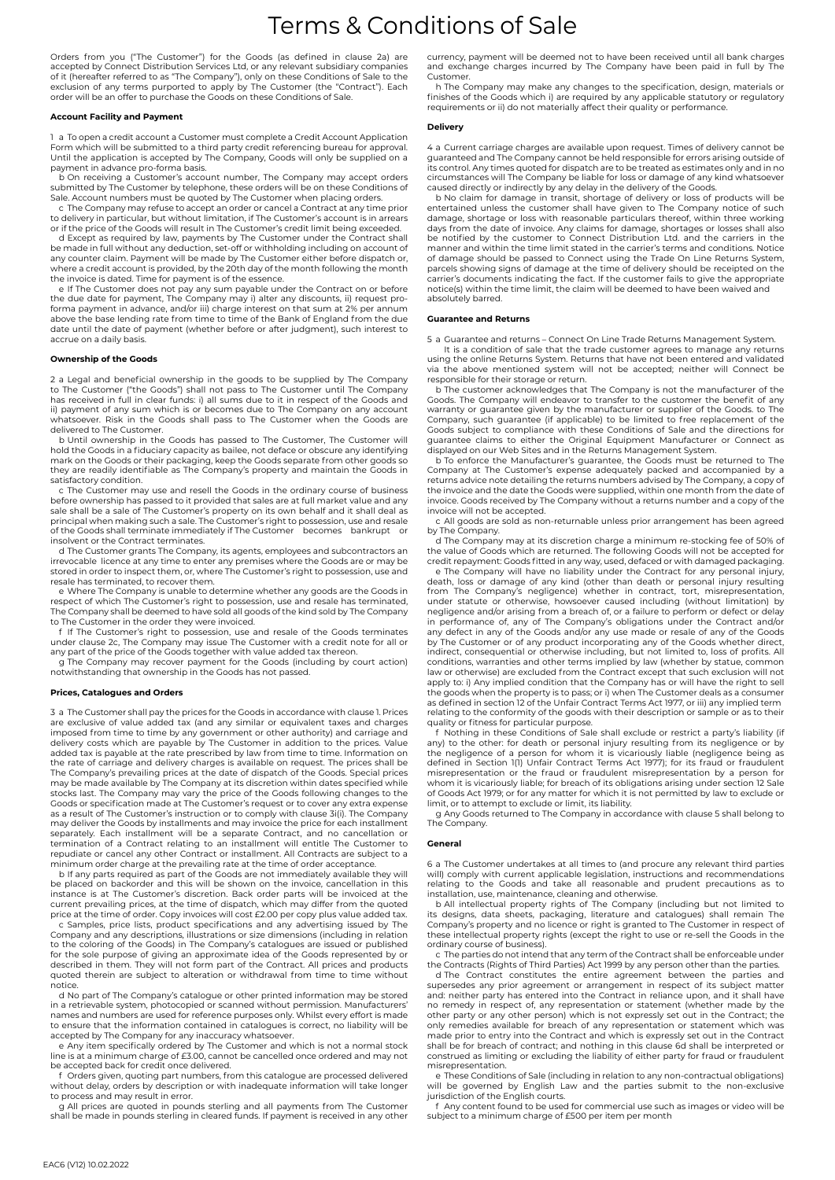# Terms & Conditions of Sale

Orders from you ("The Customer") for the Goods (as defined in clause 2a) are accepted by Connect Distribution Services Ltd, or any relevant subsidiary companies of it (hereafter referred to as "The Company"), only on these Conditions of Sale to the exclusion of any terms purported to apply by The Customer (the "Contract"). Each order will be an offer to purchase the Goods on these Conditions of Sale.

### Account Facility and Payment

1 a To open a credit account a Customer must complete a Credit Account Application Form which will be submitted to a third party credit referencing bureau for approval. Until the application is accepted by The Company, Goods will only be supplied on a payment in advance pro-forma basis.

b On receiving a Customer's account number, The Company may accept orders submitted by The Customer by telephone, these orders will be on these Conditions of Sale. Account numbers must be quoted by The Customer when placing orders.

c The Company may refuse to accept an order or cancel a Contract at any time prior to delivery in particular, but without limitation, if The Customer's account is in arrears or if the price of the Goods will result in The Customer's credit limit being exceeded.

d Except as required by law, payments by The Customer under the Contract shall be made in full without any deduction, set-off or withholding including on account of any counter claim. Payment will be made by The Customer either before dispatch or, where a credit account is provided, by the 20th day of the month following the month the invoice is dated. Time for payment is of the essence.

e If The Customer does not pay any sum payable under the Contract on or before the due date for payment, The Company may i) alter any discounts, ii) request pro-forma payment in advance, and/or iii) charge interest on that sum at 2% per annum above the base lending rate from time to time of the Bank of England from the due date until the date of payment (whether before or after judgment), such interest to accrue on a daily basis.

### Ownership of the Goods

2 a Legal and beneficial ownership in the goods to be supplied by The Company to The Customer ("the Goods") shall not pass to The Customer until The Company has received in full in clear funds: i) all sums due to it in respect of the Goods and ii) payment of any sum which is or becomes due to The Company on any account whatsoever. Risk in the Goods shall pass to The Customer when the Goods are delivered to The Customer.

b Until ownership in the Goods has passed to The Customer, The Customer will hold the Goods in a fiduciary capacity as bailee, not deface or obscure any identifying mark on the Goods or their packaging, keep the Goods separate from other goods so they are readily identifiable as The Company's property and maintain the Goods in satisfactory condition.

c The Customer may use and resell the Goods in the ordinary course of business before ownership has passed to it provided that sales are at full market value and any sale shall be a sale of The Customer's property on its own behalf and it shall deal as principal when making such a sale. The Customer's right to possession, use and resale of the Goods shall terminate immediately if The Customer becomes bankrupt or insolvent or the Contract terminates.

d The Customer grants The Company, its agents, employees and subcontractors an irrevocable licence at any time to enter any premises where the Goods are or may be stored in order to inspect them, or, where The Customer's right to possession, use and resale has terminated, to recover them.

e Where The Company is unable to determine whether any goods are the Goods in respect of which The Customer's right to possession, use and resale has terminated, The Company shall be deemed to have sold all goods of the kind sold by The Company to The Customer in the order they were invoiced.

f If The Customer's right to possession, use and resale of the Goods terminates under clause 2c, The Company may issue The Customer with a credit note for all or any part of the price of the Goods together with value added tax thereon.

g The Company may recover payment for the Goods (including by court action) notwithstanding that ownership in the Goods has not passed.

### Prices, Catalogues and Orders

3 a The Customer shall pay the prices for the Goods in accordance with clause 1. Prices are exclusive of value added tax (and any similar or equivalent taxes and charges imposed from time to time by any government or other authority) and carriage and delivery costs which are payable by The Customer in addition to the prices. Value added tax is payable at the rate prescribed by law from time to time. Information on the rate of carriage and delivery charges is available on request. The prices shall be The Company's prevailing prices at the date of dispatch of the Goods. Special prices may be made available by The Company at its discretion within dates specified while stocks last. The Company may vary the price of the Goods following changes to the Goods or specification made at The Customer's request or to cover any extra expense as a result of The Customer's instruction or to comply with clause 3i(i). The Company may deliver the Goods by installments and may invoice the price for each installment separately. Each installment will be a separate Contract, and no cancellation or termination of a Contract relating to an installment will entitle The Customer to repudiate or cancel any other Contract or installment. All Contracts are subject to a minimum order charge at the prevailing rate at the time of order acceptance.

b If any parts required as part of the Goods are not immediately available they will be placed on backorder and this will be shown on the invoice, cancellation in this instance is at The Customer's discretion. Back order parts will be invoiced at the current prevailing prices, at the time of dispatch, which may differ from the quoted price at the time of order. Copy invoices will cost £2.00 per copy plus value added tax.

c Samples, price lists, product specifications and any advertising issued by The Company and any descriptions, illustrations or size dimensions (including in relation to the coloring of the Goods) in The Company's catalogues are issued or published for the sole purpose of giving an approximate idea of the Goods represented by or described in them. They will not form part of the Contract. All prices and products quoted therein are subject to alteration or withdrawal from time to time without notice.

d No part of The Company's catalogue or other printed information may be stored in a retrievable system, photocopied or scanned without permission. Manufacturers' names and numbers are used for reference purposes only. Whilst every effort is made to ensure that the information contained in catalogues is correct, no liability will be accepted by The Company for any inaccuracy whatsoever.

e Any item specifically ordered by The Customer and which is not a normal stock line is at a minimum charge of £3.00, cannot be cancelled once ordered and may not be accepted back for credit once delivered.

f Orders given, quoting part numbers, from this catalogue are processed delivered without delay, orders by description or with inadequate information will take longer to process and may result in error.

g All prices are quoted in pounds sterling and all payments from The Customer shall be made in pounds sterling in cleared funds. If payment is received in any other currency, payment will be deemed not to have been received until all bank charges and exchange charges incurred by The Company have been paid in full by The Customer.

h The Company may make any changes to the specification, design, materials or finishes of the Goods which i) are required by any applicable statutory or regulatory requirements or ii) do not materially affect their quality or performance.

### Delivery

4 a Current carriage charges are available upon request. Times of delivery cannot be guaranteed and The Company cannot be held responsible for errors arising outside of its control. Any times quoted for dispatch are to be treated as estimates only and in no circumstances will The Company be liable for loss or damage of any kind whatsoever caused directly or indirectly by any delay in the delivery of the Goods.

b No claim for damage in transit, shortage of delivery or loss of products will be entertained unless the customer shall have given to The Company notice of such damage, shortage or loss with reasonable particulars thereof, within three working days from the date of invoice. Any claims for damage, shortages or losses shall also be notified by the customer to Connect Distribution Ltd. and the carriers in the manner and within the time limit stated in the carrier's terms and conditions. Notice of damage should be passed to Connect using the Trade On Line Returns System, parcels showing signs of damage at the time of delivery should be receipted on the carrier's documents indicating the fact. If the customer fails to give the appropriate notice(s) within the time limit, the claim will be deemed to have been waived and absolutely barred.

### Guarantee and Returns

5 a Guarantee and returns – Connect On Line Trade Returns Management System.

It is a condition of sale that the trade customer agrees to manage any returns using the online Returns System. Returns that have not been entered and validated via the above mentioned system will not be accepted; neither will Connect be responsible for their storage or return.

b The customer acknowledges that The Company is not the manufacturer of the Goods. The Company will endeavor to transfer to the customer the benefit of any warranty or guarantee given by the manufacturer or supplier of the Goods. to The Company, such guarantee (if applicable) to be limited to free replacement of the Goods subject to compliance with these Conditions of Sale and the directions for guarantee claims to either the Original Equipment Manufacturer or Connect as displayed on our Web Sites and in the Returns Management System.

b To enforce the Manufacturer's guarantee, the Goods must be returned to The Company at The Customer's expense adequately packed and accompanied by a returns advice note detailing the returns numbers advised by The Company, a copy of the invoice and the date the Goods were supplied, within one month from the date of invoice. Goods received by The Company without a returns number and a copy of the invoice will not be accepted.

c All goods are sold as non-returnable unless prior arrangement has been agreed by The Company.

d The Company may at its discretion charge a minimum re-stocking fee of 50% of the value of Goods which are returned. The following Goods will not be accepted for credit repayment: Goods fitted in any way, used, defaced or with damaged packaging.

e The Company will have no liability under the Contract for any personal injury, death, loss or damage of any kind (other than death or personal injury resulting from The Company's negligence) whether in contract, tort, misrepresentation, under statute or otherwise, howsoever caused including (without limitation) by negligence and/or arising from a breach of, or a failure to perform or defect or delay in performance of, any of The Company's obligations under the Contract and/or any defect in any of the Goods and/or any use made or resale of any of the Goods by The Customer or of any product incorporating any of the Goods whether direct, indirect, consequential or otherwise including, but not limited to, loss of profits. All conditions, warranties and other terms implied by law (whether by statue, common law or otherwise) are excluded from the Contract except that such exclusion will not apply to: i) Any implied condition that The Company has or will have the right to sell the goods when the property is to pass; or i) when The Customer deals as a consumer as defined in section 12 of the Unfair Contract Terms Act 1977, or iii) any implied term relating to the conformity of the goods with their description or sample or as to their quality or fitness for particular purpose.

f Nothing in these Conditions of Sale shall exclude or restrict a party's liability (if any) to the other: for death or personal injury resulting from its negligence or by the negligence of a person for whom it is vicariously liable (negligence being as defined in Section 1(1) Unfair Contract Terms Act 1977); for its fraud or fraudulent misrepresentation or the fraud or fraudulent misrepresentation by a person for whom it is vicariously liable; for breach of its obligations arising under section 12 Sale of Goods Act 1979; or for any matter for which it is not permitted by law to exclude or limit, or to attempt to exclude or limit, its liability.

g Any Goods returned to The Company in accordance with clause 5 shall belong to The Company.

### General

6 a The Customer undertakes at all times to (and procure any relevant third parties will) comply with current applicable legislation, instructions and recommendations relating to the Goods and take all reasonable and prudent precautions as to installation, use, maintenance, cleaning and otherwise.

b All intellectual property rights of The Company (including but not limited to its designs, data sheets, packaging, literature and catalogues) shall remain The Company's property and no licence or right is granted to The Customer in respect of these intellectual property rights (except the right to use or re-sell the Goods in the ordinary course of business).

c The parties do not intend that any term of the Contract shall be enforceable under the Contracts (Rights of Third Parties) Act 1999 by any person other than the parties.

d The Contract constitutes the entire agreement between the parties and supersedes any prior agreement or arrangement in respect of its subject matter and: neither party has entered into the Contract in reliance upon, and it shall have no remedy in respect of, any representation or statement (whether made by the other party or any other person) which is not expressly set out in the Contract; the only remedies available for breach of any representation or statement which was made prior to entry into the Contract and which is expressly set out in the Contract shall be for breach of contract; and nothing in this clause 6d shall be interpreted or construed as limiting or excluding the liability of either party for fraud or fraudulent misrepresentation.

e These Conditions of Sale (including in relation to any non-contractual obligations) will be governed by English Law and the parties submit to the non-exclusive jurisdiction of the English courts.

f Any content found to be used for commercial use such as images or video will be subject to a minimum charge of £500 per item per month

EAC6 (V12) 10.02.2022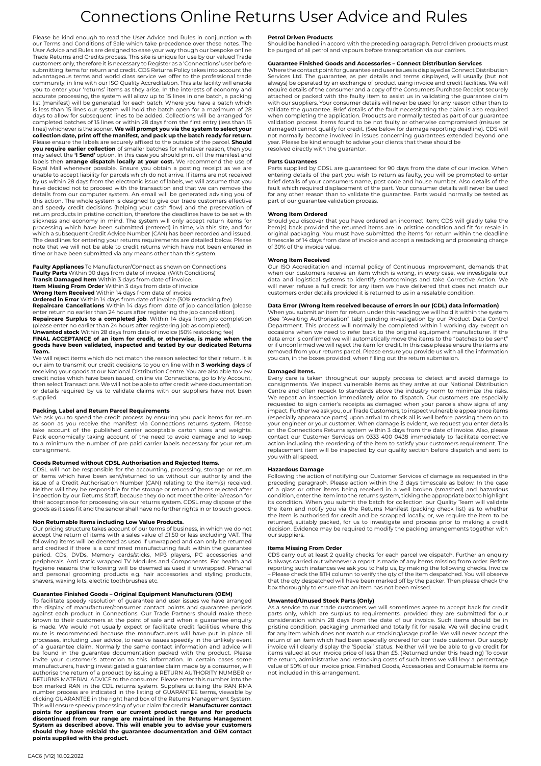# Connections Online Returns User Advice and Rules

Please be kind enough to read the User Advice and Rules in conjunction with our Terms and Conditions of Sale which take precedence over these notes. The User Advice and Rules are designed to ease your way though our bespoke online Trade Returns and Credits process. This site is unique for use by our valued Trade customers only, therefore it is necessary to Register as a 'Connections' user before submitting items for return and credit. CDS Returns Policy takes into account the advantageous terms and world class service we offer to the professional trade community, in line with our ISO Quality Accreditation. This site facility will enable you to enter your 'returns' items as they arise. In the interests of economy and accurate processing, the system will allow up to 15 lines in one batch, a packing list (manifest) will be generated for each batch. Where you have a batch which is less than 15 lines our system will hold the batch open for a maximum of 28 days to allow for subsequent lines to be added. Collections will be arranged for completed batches of 15 lines or within 28 days from the first entry (less than 15 lines) whichever is the sooner. **We will prompt you via the system to select your collection date, print off the manifest, and pack up the batch ready for return.** Please ensure the labels are securely affixed to the outside of the parcel. **Should you require earlier collection** of smaller batches for whatever reason, then you may select the **'I Send'** option. In this case you should print off the manifest and labels then **arrange dispatch locally at your cost.** We recommend the use of Royal Mail whenever possible. Ensure you obtain a posting receipt as we are unable to accept liability for parcels which do not arrive. If items are not received by us within 28 days from the electronic issue of labels, we will assume that you have decided not to proceed with the transaction and that we can remove the details from our computer system. An email will be generated advising you of this action. The whole system is designed to give our trade customers effective and speedy credit decisions (helping your cash flow) and the preservation of return products in pristine condition, therefore the deadlines have to be set with slickness and economy in mind. The system will only accept return items for processing which have been submitted (entered) in time, via this site, and for which a subsequent Credit Advice Number (CAN) has been recorded and issued. The deadlines for entering your returns requirements are detailed below. Please note that we will not be able to credit returns which have not been entered in time or have been submitted via any means other than this system.

**Faulty Appliances** To Manufacturer/Connect as shown on Connections
**Faulty Parts** Within 90 days from date of invoice. (With Conditions)
**Transit Damaged Item** Within 3 days from date of invoice.
**Item Missing From Order** Within 3 days from date of invoice
**Wrong Item Received** Within 14 days from date of invoice
**Ordered in Error** Within 14 days from date of invoice (30% restocking fee)
**Repaircare Cancellations** Within 14 days from date of job cancellation (please enter return no earlier than 24 hours after registering the job cancellation).
**Repaircare Surplus to a completed job**. Within 14 days from job completion (please enter no earlier than 24 hours after registering job as completed).
**Unwanted stock** Within 28 days from date of invoice (50% restocking fee)
**FINAL ACCEPTANCE of an item for credit, or otherwise, is made when the goods have been validated, inspected and tested by our dedicated Returns Team.**

We will reject items which do not match the reason selected for their return. It is our aim to transmit our credit decisions to you on line within **3 working days** of receiving your goods at our National Distribution Centre. You are also able to view credit notes which have been issued, online via Connections, go to My Account, then select Transactions. We will not be able to offer credit where documentation or details required by us to validate claims with our suppliers have not been supplied.

### Packing, Label and Return Parcel Requirements

We ask you to speed the credit process by ensuring you pack items for return as soon as you receive the manifest via Connections returns system. Please take account of the published carrier acceptable carton sizes and weights. Pack economically taking account of the need to avoid damage and to keep to a minimum the number of pre paid carrier labels necessary for your return consignment.

### Goods Returned without CDSL Authorisation and Rejected Items.

CDSL will not be responsible for the accounting, processing, storage or return of items which have been sent/returned to us without our authority and the issue of a Credit Authorisation Number (CAN) relating to the item(s) received. Neither will they be responsible for the storage or return of items rejected after inspection by our Returns Staff, because they do not meet the criteria/reason for their acceptance for processing via our returns system. CDSL may dispose of the goods as it sees fit and the sender shall have no further rights in or to such goods.

### Non Returnable Items including Low Value Products.

Our pricing structure takes account of our terms of business, in which we do not accept the return of items with a sales value of £1.50 or less excluding VAT. The following items will be deemed as used if unwrapped and can only be returned and credited if there is a confirmed manufacturing fault within the guarantee period. CDs, DVDs, Memory cards/sticks, MP3 players, PC accessories and peripherals. Anti static wrapped TV Modules and Components. For health and hygiene reasons the following will be deemed as used if unwrapped. Personal and personal grooming products e.g. hair accessories and styling products, shavers, waxing kits, electric toothbrushes etc.

### Guarantee Finished Goods – Original Equipment Manufacturers (OEM)

To facilitate speedy resolution of guarantee and user issues we have arranged the display of manufacturer/consumer contact points and guarantee periods against each product in Connections. Our Trade Partners should make these known to their customers at the point of sale and when a guarantee enquiry is made. We would not usually expect or facilitate credit facilities where this route is recommended because the manufacturers will have put in place all processes, including user advice, to resolve issues speedily in the unlikely event of a guarantee claim. Normally the same contact information and advice will be found in the guarantee documentation packed with the product. Please invite your customer's attention to this information. In certain cases some manufacturers, having investigated a guarantee claim made by a consumer, will authorise the return of a product by issuing a RETURN AUTHORITY NUMBER or RETURNS MATERIAL ADVICE to the consumer. Please enter this number into the box marked RAN in the CDL returns system. Suppliers utilising the RAN RMA number process are indicated in the listing of GUARANTEE terms, viewable by clicking GUARANTEE in the right hand box of the Returns Management System. This will ensure speedy processing of your claim for credit. **Manufacturer contact points for appliances from our current product range and for products discontinued from our range are maintained in the Returns Management System as described above. This will enable you to advise your customers should they have mislaid the guarantee documentation and OEM contact points supplied with the product.**

### Petrol Driven Products

Should be handled in accord with the preceding paragraph. Petrol driven products must be purged of all petrol and vapours before transportation via our carriers.

### Guarantee Finished Goods and Accessories – Connect Distribution Services

Where the contact point for guarantee and user issues is displayed as Connect Distribution Services Ltd. The guarantee, as per details and terms displayed, will usually (but not always) be operated by an exchange of product using invoice and credit facilities. We will require details of the consumer and a copy of the Consumers Purchase Receipt securely attached or packed with the faulty item to assist us in validating the guarantee claim with our suppliers. Your consumer details will never be used for any reason other than to validate the guarantee. Brief details of the fault necessitating the claim is also required when completing the application. Products are normally tested as part of our guarantee validation process. Items found to be not faulty or otherwise compromised (misuse or damaged) cannot qualify for credit. (See below for damage reporting deadline). CDS will not normally become involved in issues concerning guarantees extended beyond one year. Please be kind enough to advise your clients that these should be resolved directly with the guarantor.

### Parts Guarantees

Parts supplied by CDSL are guaranteed for 90 days from the date of our invoice. When entering details of the part you wish to return as faulty, you will be prompted to enter brief details of your consumers name, post code and house number. Also details of the fault which required displacement of the part. Your consumer details will never be used for any other reason than to validate the guarantee. Parts would normally be tested as part of our guarantee validation process.

### Wrong Item Ordered

Should you discover that you have ordered an incorrect item; CDS will gladly take the item(s) back provided the returned items are in pristine condition and fit for resale in original packaging. You must have submitted the items for return within the deadline timescale of 14 days from date of invoice and accept a restocking and processing charge of 30% of the invoice value.

### Wrong Item Received

Our ISO Accreditation and internal policy of Continuous Improvement, demands that when our customers receive an item which is wrong, in every case, we investigate our data and logistical systems to identify shortcomings and take Corrective Action. We will never refuse a full credit for any item we have delivered that does not match our customers order details provided it is returned to us in a resalable condition.

### Data Error (Wrong item received because of errors in our (CDL) data information)

When you submit an item for return under this heading; we will hold it within the system (See "Awaiting Authorisation" tab) pending investigation by our Product Data Control Department. This process will normally be completed within 1 working day except on occasions when we need to refer back to the original equipment manufacturer. If the data error is confirmed we will automatically move the items to the "batches to be sent" or if unconfirmed we will reject the item for credit. In this case please ensure the items are removed from your returns parcel. Please ensure you provide us with all the information you can, in the boxes provided, when filling out the return submission.

### Damaged Items.

Every care is taken throughout our supply process to detect and avoid damage to consignments. We inspect vulnerable items as they arrive at our National Distribution Centre and often repack to standards above the industry norm to minimize the risks. We repeat an inspection immediately prior to dispatch. Our customers are especially requested to sign carrier's receipts as damaged when your parcels show signs of any impact. Further we ask you, our Trade Customers, to inspect vulnerable appearance items (especially appearance parts) upon arrival to check all is well before passing them on to your engineer or your customer. When damage is evident, we request you enter details on the Connections Returns system within 3 days from the date of invoice. Also, please contact our Customer Services on 0333 400 0438 immediately to facilitate corrective action including the reordering of the item to satisfy your customers requirement. The replacement item will be inspected by our quality section before dispatch and sent to you with all speed.

### Hazardous Damage

Following the action of notifying our Customer Services of damage as requested in the preceding paragraph. Please action within the 3 days timescale as below. In the case of a glass or other items being received in a well broken (smashed) and hazardous condition, enter the item into the returns system, ticking the appropriate box to highlight its condition. When you submit the batch for collection, our Quality Team will validate the item and notify you via the Returns Manifest (packing check list) as to whether the item is authorised for credit and be scrapped locally, or, we require the item to be returned, suitably packed, for us to investigate and process prior to making a credit decision. Evidence may be required to modify the packing arrangements together with our suppliers.

### Items Missing From Order

CDS carry out at least 2 quality checks for each parcel we dispatch. Further an enquiry is always carried out whenever a report is made of any items missing from order. Before reporting such instances we ask you to help us, by making the following checks. Invoice – Please check the 8TH column to verify the qty of the item despatched. You will observe that the qty despatched will have been marked off by the packer. Then please check the box thoroughly to ensure that an item has not been missed.

### Unwanted/Unused Stock Parts (Only)

As a service to our trade customers we will sometimes agree to accept back for credit parts only, which are surplus to requirements, provided they are submitted for our consideration within 28 days from the date of our invoice. Such items should be in pristine condition, packaging unmarked and totally fit for resale. We will decline credit for any item which does not match our stocking/usage profile. We will never accept the return of an item which had been specially ordered for our trade customer. Our supply invoice will clearly display the 'Special' status. Neither will we be able to give credit for items valued at our invoice price of less than £5. (Returned under this heading) To cover the return, administrative and restocking costs of such items we will levy a percentage value of 50% of our invoice price. Finished Goods, Accessories and Consumable items are not included in this arrangement.

EAC6 (V12) 10.02.2022